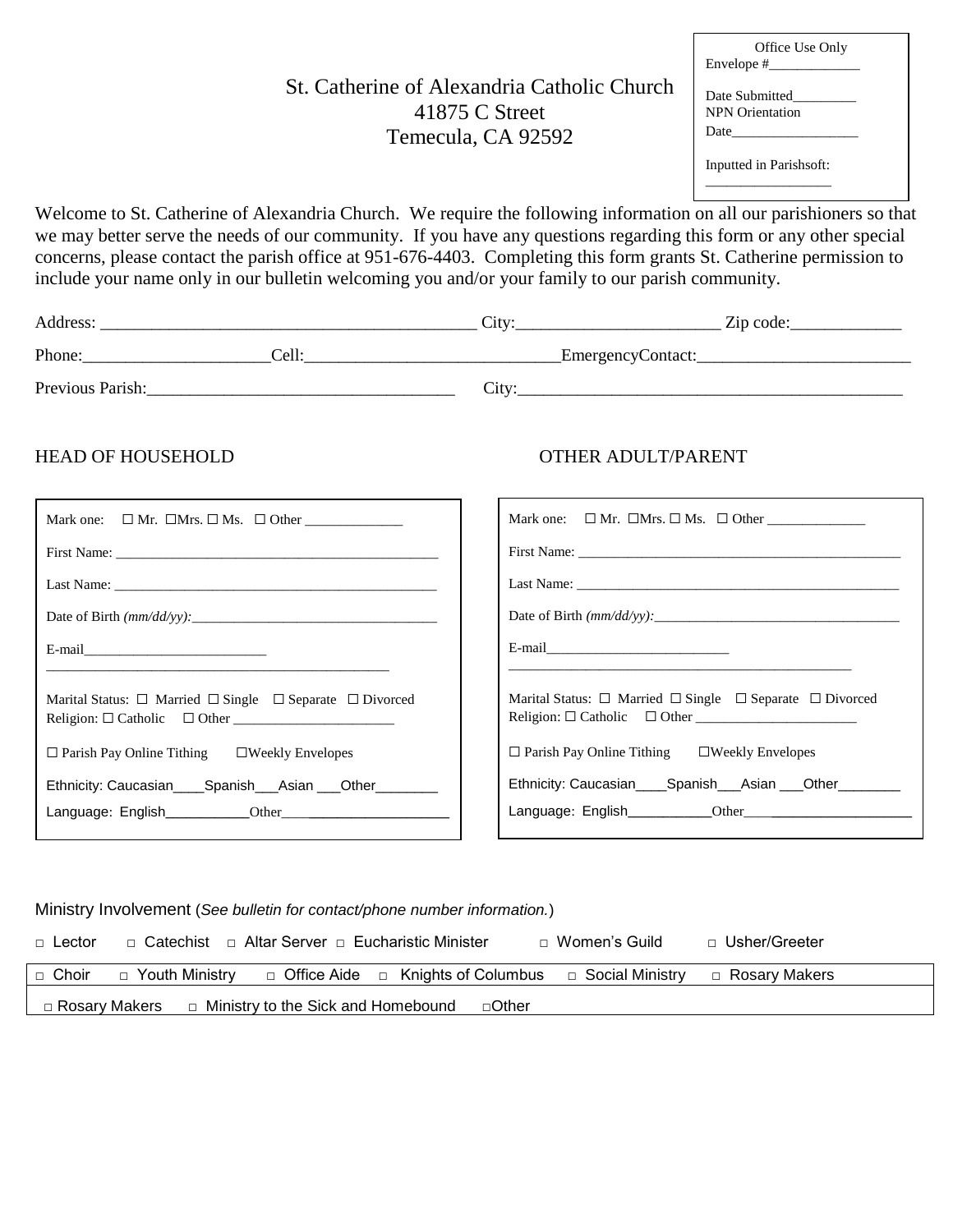Office Use Only
Envelope #_____________

Date Submitted_________
NPN Orientation
Date__________________

Inputted in Parishsoft:
_________________

St. Catherine of Alexandria Catholic Church
41875 C Street
Temecula, CA 92592

Welcome to St. Catherine of Alexandria Church. We require the following information on all our parishioners so that we may better serve the needs of our community. If you have any questions regarding this form or any other special concerns, please contact the parish office at 951-676-4403. Completing this form grants St. Catherine permission to include your name only in our bulletin welcoming you and/or your family to our parish community.

Address: ___________________________________________ City:_______________________ Zip code:_____________

Phone:_____________________Cell:_____________________________EmergencyContact:________________________

Previous Parish:___________________________________ City:____________________________________________

## HEAD OF HOUSEHOLD

Mark one: ☐ Mr. ☐Mrs. ☐ Ms. ☐ Other _____________

First Name: ______________________________________________

Last Name: _______________________________________________

Date of Birth *(mm/dd/yy):*__________________________________

E-mail__________________________
________________________________________________

Marital Status: ☐ Married ☐ Single ☐ Separate ☐ Divorced
Religion: ☐ Catholic ☐ Other _______________________

☐ Parish Pay Online Tithing ☐Weekly Envelopes

Ethnicity: Caucasian____Spanish___Asian ___Other________

Language: English___________Other____________________

## OTHER ADULT/PARENT

Mark one: ☐ Mr. ☐Mrs. ☐ Ms. ☐ Other _____________

First Name: ______________________________________________

Last Name: _______________________________________________

Date of Birth *(mm/dd/yy):*__________________________________

E-mail__________________________
________________________________________________

Marital Status: ☐ Married ☐ Single ☐ Separate ☐ Divorced
Religion: ☐ Catholic ☐ Other _______________________

☐ Parish Pay Online Tithing ☐Weekly Envelopes

Ethnicity: Caucasian____Spanish___Asian ___Other________

Language: English___________Other____________________

Ministry Involvement (*See bulletin for contact/phone number information.*)

□ Lector □ Catechist □ Altar Server □ Eucharistic Minister □ Women's Guild □ Usher/Greeter

□ Choir □ Youth Ministry □ Office Aide □ Knights of Columbus □ Social Ministry □ Rosary Makers

□ Rosary Makers □ Ministry to the Sick and Homebound □Other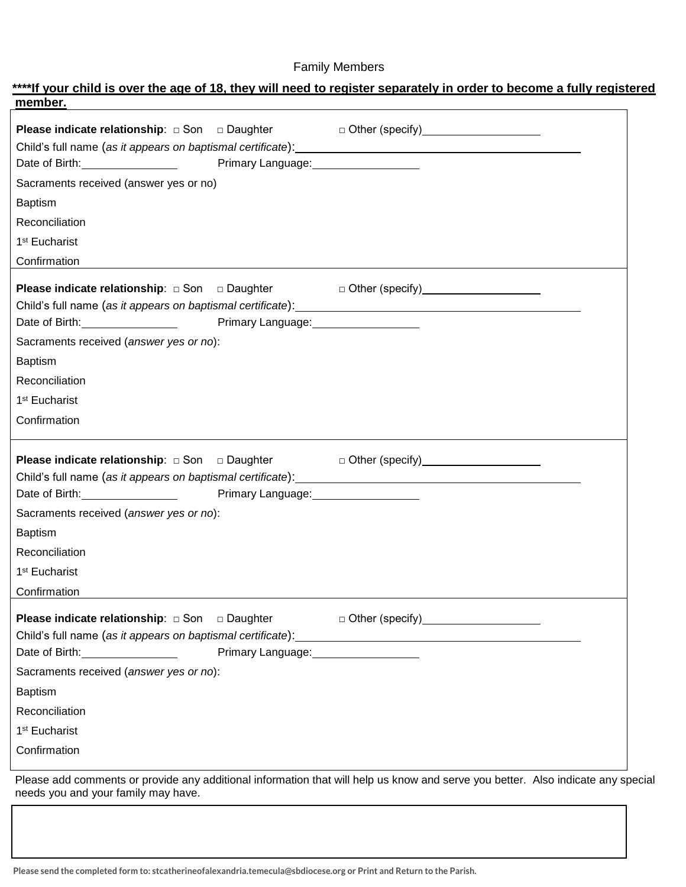Family Members

**<u>****If your child is over the age of 18, they will need to register separately in order to become a fully registered member.</u>**

**Please indicate relationship**: □ Son □ Daughter □ Other (specify)\_\_\_\_\_\_\_\_\_\_\_\_\_\_\_\_\_\_\_\_

Child's full name (*as it appears on baptismal certificate*):\_\_\_\_\_\_\_\_\_\_\_\_\_\_\_\_\_\_\_\_\_\_\_\_\_\_\_\_\_\_\_\_\_\_\_\_\_\_\_\_\_\_\_\_\_\_

Date of Birth:\_\_\_\_\_\_\_\_\_\_\_\_\_\_\_\_ Primary Language:\_\_\_\_\_\_\_\_\_\_\_\_\_\_\_\_\_\_

Sacraments received (answer yes or no)

Baptism

Reconciliation

1st Eucharist

Confirmation

---

**Please indicate relationship**: □ Son □ Daughter □ Other (specify)\_\_\_\_\_\_\_\_\_\_\_\_\_\_\_\_\_\_\_\_

Child's full name (*as it appears on baptismal certificate*):\_\_\_\_\_\_\_\_\_\_\_\_\_\_\_\_\_\_\_\_\_\_\_\_\_\_\_\_\_\_\_\_\_\_\_\_\_\_\_\_\_\_\_\_\_\_

Date of Birth:\_\_\_\_\_\_\_\_\_\_\_\_\_\_\_\_ Primary Language:\_\_\_\_\_\_\_\_\_\_\_\_\_\_\_\_\_\_

Sacraments received (*answer yes or no*):

Baptism

Reconciliation

1st Eucharist

Confirmation

---

**Please indicate relationship**: □ Son □ Daughter □ Other (specify)\_\_\_\_\_\_\_\_\_\_\_\_\_\_\_\_\_\_\_\_

Child's full name (*as it appears on baptismal certificate*):\_\_\_\_\_\_\_\_\_\_\_\_\_\_\_\_\_\_\_\_\_\_\_\_\_\_\_\_\_\_\_\_\_\_\_\_\_\_\_\_\_\_\_\_\_\_

Date of Birth:\_\_\_\_\_\_\_\_\_\_\_\_\_\_\_\_ Primary Language:\_\_\_\_\_\_\_\_\_\_\_\_\_\_\_\_\_\_

Sacraments received (*answer yes or no*):

Baptism

Reconciliation

1st Eucharist

Confirmation

---

**Please indicate relationship**: □ Son □ Daughter □ Other (specify)\_\_\_\_\_\_\_\_\_\_\_\_\_\_\_\_\_\_\_\_

Child's full name (*as it appears on baptismal certificate*):\_\_\_\_\_\_\_\_\_\_\_\_\_\_\_\_\_\_\_\_\_\_\_\_\_\_\_\_\_\_\_\_\_\_\_\_\_\_\_\_\_\_\_\_\_\_

Date of Birth:\_\_\_\_\_\_\_\_\_\_\_\_\_\_\_\_ Primary Language:\_\_\_\_\_\_\_\_\_\_\_\_\_\_\_\_\_\_

Sacraments received (*answer yes or no*):

Baptism

Reconciliation

1st Eucharist

Confirmation

---

Please add comments or provide any additional information that will help us know and serve you better. Also indicate any special needs you and your family may have.

**Please send the completed form to: stcatherineofalexandria.temecula@sbdiocese.org or Print and Return to the Parish.**